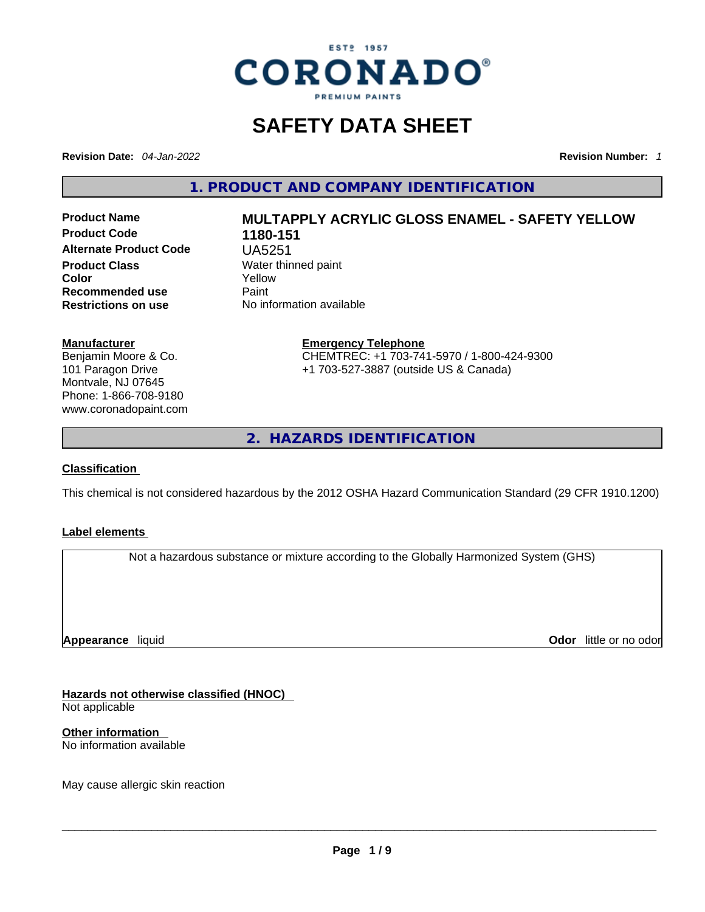ESTD 1957

CORONADO®

PREMIUM PAINTS

# SAFETY DATA SHEET

**Revision Date:** *04-Jan-2022* **Revision Number:** *1*

## 1. PRODUCT AND COMPANY IDENTIFICATION

| | |
|---|---|
| **Product Name** | **MULTAPPLY ACRYLIC GLOSS ENAMEL - SAFETY YELLOW** |
| **Product Code** | **1180-151** |
| **Alternate Product Code** | UA5251 |
| **Product Class** | Water thinned paint |
| **Color** | Yellow |
| **Recommended use** | Paint |
| **Restrictions on use** | No information available |

**Manufacturer**
Benjamin Moore & Co.
101 Paragon Drive
Montvale, NJ 07645
Phone: 1-866-708-9180
www.coronadopaint.com

**Emergency Telephone**
CHEMTREC: +1 703-741-5970 / 1-800-424-9300
+1 703-527-3887 (outside US & Canada)

## 2. HAZARDS IDENTIFICATION

**Classification**

This chemical is not considered hazardous by the 2012 OSHA Hazard Communication Standard (29 CFR 1910.1200)

**Label elements**

Not a hazardous substance or mixture according to the Globally Harmonized System (GHS)

**Appearance** liquid **Odor** little or no odor

**Hazards not otherwise classified (HNOC)**
Not applicable

**Other information**
No information available

May cause allergic skin reaction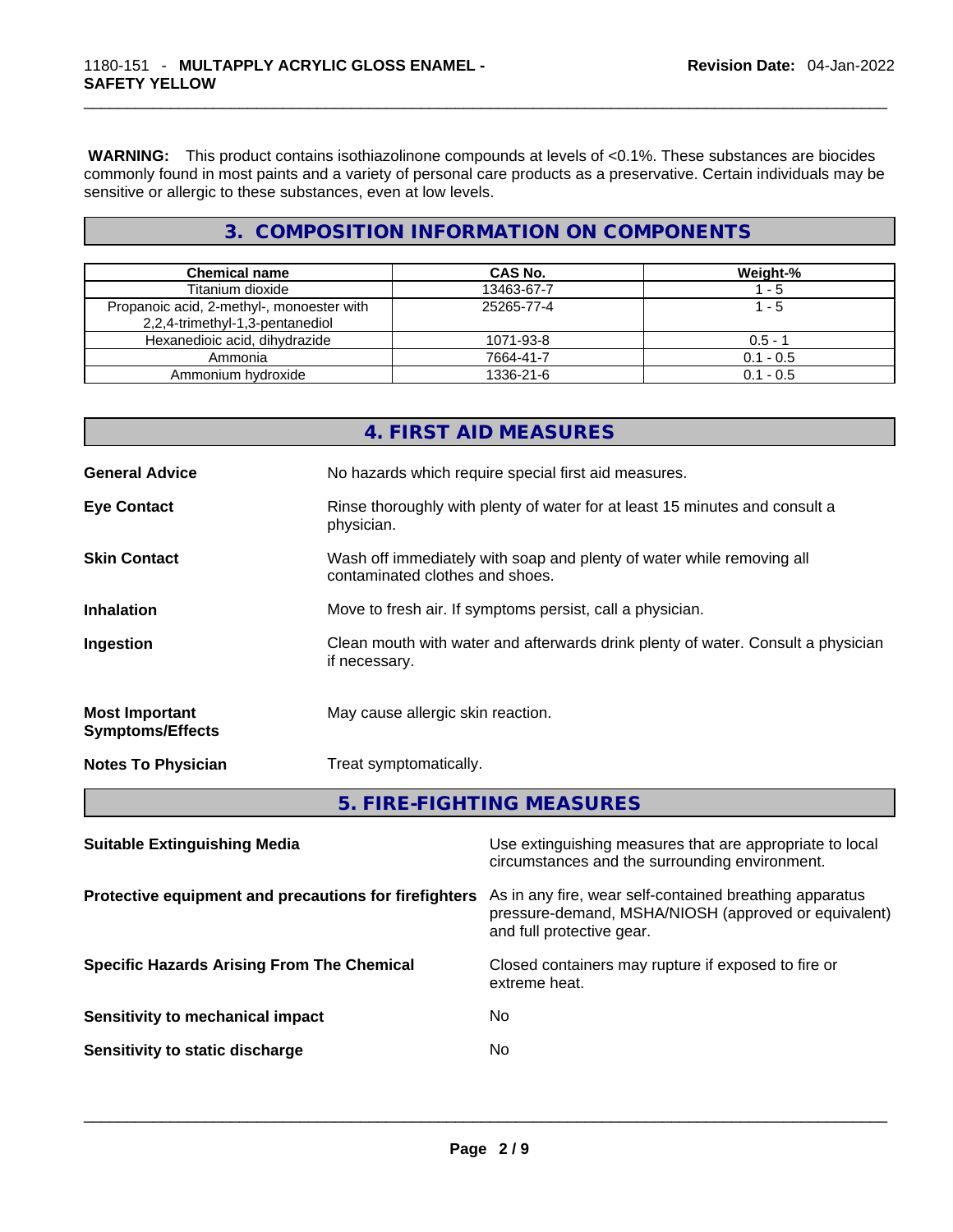**WARNING:** This product contains isothiazolinone compounds at levels of <0.1%. These substances are biocides commonly found in most paints and a variety of personal care products as a preservative. Certain individuals may be sensitive or allergic to these substances, even at low levels.

## 3. COMPOSITION INFORMATION ON COMPONENTS

| Chemical name | CAS No. | Weight-% |
|---|---|---|
| Titanium dioxide | 13463-67-7 | 1 - 5 |
| Propanoic acid, 2-methyl-, monoester with 2,2,4-trimethyl-1,3-pentanediol | 25265-77-4 | 1 - 5 |
| Hexanedioic acid, dihydrazide | 1071-93-8 | 0.5 - 1 |
| Ammonia | 7664-41-7 | 0.1 - 0.5 |
| Ammonium hydroxide | 1336-21-6 | 0.1 - 0.5 |

## 4. FIRST AID MEASURES

**General Advice** No hazards which require special first aid measures.

**Eye Contact** Rinse thoroughly with plenty of water for at least 15 minutes and consult a physician.

**Skin Contact** Wash off immediately with soap and plenty of water while removing all contaminated clothes and shoes.

**Inhalation** Move to fresh air. If symptoms persist, call a physician.

**Ingestion** Clean mouth with water and afterwards drink plenty of water. Consult a physician if necessary.

**Most Important Symptoms/Effects** May cause allergic skin reaction.

**Notes To Physician** Treat symptomatically.

## 5. FIRE-FIGHTING MEASURES

**Suitable Extinguishing Media** Use extinguishing measures that are appropriate to local circumstances and the surrounding environment.

**Protective equipment and precautions for firefighters** As in any fire, wear self-contained breathing apparatus pressure-demand, MSHA/NIOSH (approved or equivalent) and full protective gear.

**Specific Hazards Arising From The Chemical** Closed containers may rupture if exposed to fire or extreme heat.

**Sensitivity to mechanical impact** No

**Sensitivity to static discharge** No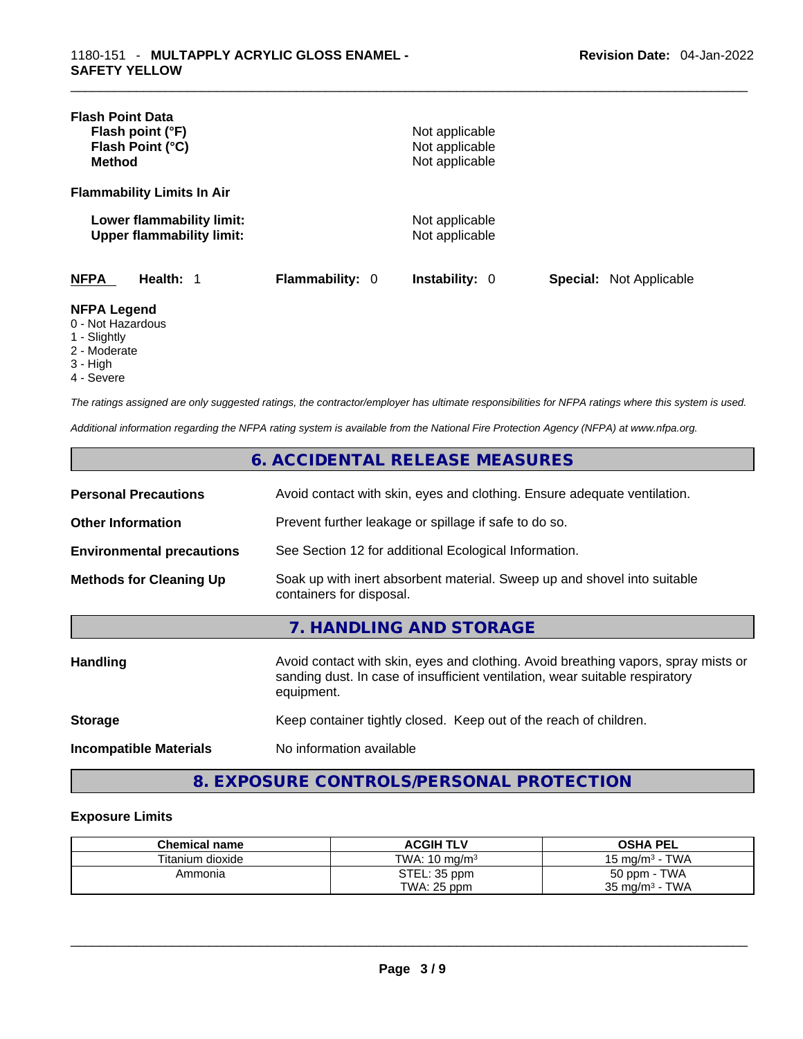**Flash Point Data**

| | |
|---|---|
| **Flash point (°F)** | Not applicable |
| **Flash Point (°C)** | Not applicable |
| **Method** | Not applicable |

**Flammability Limits In Air**

| | |
|---|---|
| **Lower flammability limit:** | Not applicable |
| **Upper flammability limit:** | Not applicable |

**NFPA** **Health:** 1 **Flammability:** 0 **Instability:** 0 **Special:** Not Applicable

**NFPA Legend**

- 0 - Not Hazardous
- 1 - Slightly
- 2 - Moderate
- 3 - High
- 4 - Severe

*The ratings assigned are only suggested ratings, the contractor/employer has ultimate responsibilities for NFPA ratings where this system is used.*

*Additional information regarding the NFPA rating system is available from the National Fire Protection Agency (NFPA) at www.nfpa.org.*

## 6. ACCIDENTAL RELEASE MEASURES

| | |
|---|---|
| **Personal Precautions** | Avoid contact with skin, eyes and clothing. Ensure adequate ventilation. |
| **Other Information** | Prevent further leakage or spillage if safe to do so. |
| **Environmental precautions** | See Section 12 for additional Ecological Information. |
| **Methods for Cleaning Up** | Soak up with inert absorbent material. Sweep up and shovel into suitable containers for disposal. |

## 7. HANDLING AND STORAGE

| | |
|---|---|
| **Handling** | Avoid contact with skin, eyes and clothing. Avoid breathing vapors, spray mists or sanding dust. In case of insufficient ventilation, wear suitable respiratory equipment. |
| **Storage** | Keep container tightly closed. Keep out of the reach of children. |
| **Incompatible Materials** | No information available |

## 8. EXPOSURE CONTROLS/PERSONAL PROTECTION

**Exposure Limits**

| Chemical name | ACGIH TLV | OSHA PEL |
|---|---|---|
| Titanium dioxide | TWA: 10 mg/m³ | 15 mg/m³ - TWA |
| Ammonia | STEL: 35 ppm<br>TWA: 25 ppm | 50 ppm - TWA<br>35 mg/m³ - TWA |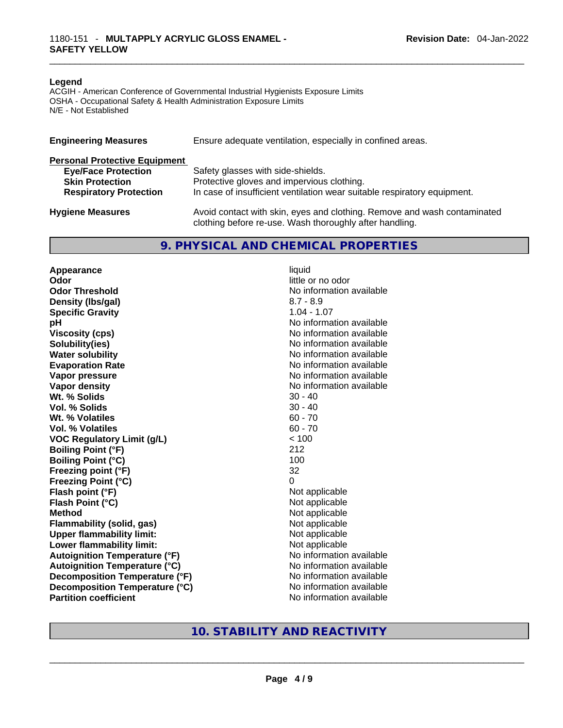**Legend**
ACGIH - American Conference of Governmental Industrial Hygienists Exposure Limits
OSHA - Occupational Safety & Health Administration Exposure Limits
N/E - Not Established

| | |
|---|---|
| **Engineering Measures** | Ensure adequate ventilation, especially in confined areas. |

**Personal Protective Equipment**

| | |
|---|---|
| **Eye/Face Protection** | Safety glasses with side-shields. |
| **Skin Protection** | Protective gloves and impervious clothing. |
| **Respiratory Protection** | In case of insufficient ventilation wear suitable respiratory equipment. |
| **Hygiene Measures** | Avoid contact with skin, eyes and clothing. Remove and wash contaminated clothing before re-use. Wash thoroughly after handling. |

## 9. PHYSICAL AND CHEMICAL PROPERTIES

| | |
|---|---|
| **Appearance** | liquid |
| **Odor** | little or no odor |
| **Odor Threshold** | No information available |
| **Density (lbs/gal)** | 8.7 - 8.9 |
| **Specific Gravity** | 1.04 - 1.07 |
| **pH** | No information available |
| **Viscosity (cps)** | No information available |
| **Solubility(ies)** | No information available |
| **Water solubility** | No information available |
| **Evaporation Rate** | No information available |
| **Vapor pressure** | No information available |
| **Vapor density** | No information available |
| **Wt. % Solids** | 30 - 40 |
| **Vol. % Solids** | 30 - 40 |
| **Wt. % Volatiles** | 60 - 70 |
| **Vol. % Volatiles** | 60 - 70 |
| **VOC Regulatory Limit (g/L)** | < 100 |
| **Boiling Point (°F)** | 212 |
| **Boiling Point (°C)** | 100 |
| **Freezing point (°F)** | 32 |
| **Freezing Point (°C)** | 0 |
| **Flash point (°F)** | Not applicable |
| **Flash Point (°C)** | Not applicable |
| **Method** | Not applicable |
| **Flammability (solid, gas)** | Not applicable |
| **Upper flammability limit:** | Not applicable |
| **Lower flammability limit:** | Not applicable |
| **Autoignition Temperature (°F)** | No information available |
| **Autoignition Temperature (°C)** | No information available |
| **Decomposition Temperature (°F)** | No information available |
| **Decomposition Temperature (°C)** | No information available |
| **Partition coefficient** | No information available |

## 10. STABILITY AND REACTIVITY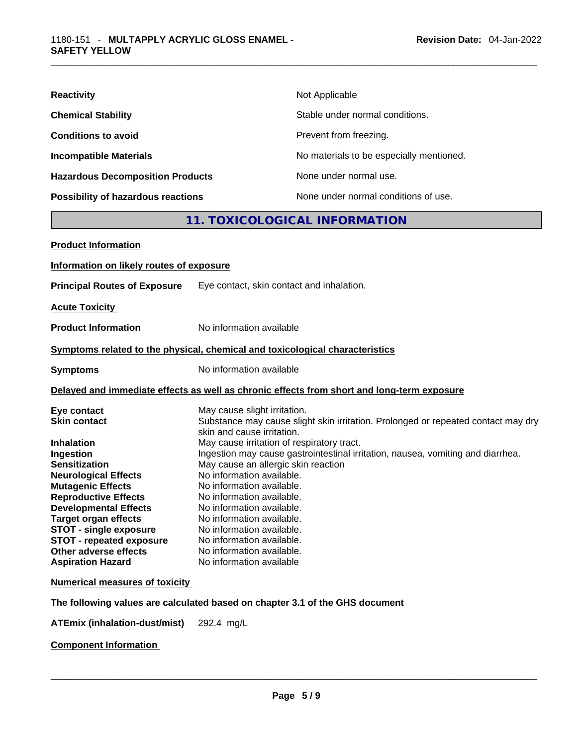| | |
|---|---|
| **Reactivity** | Not Applicable |
| **Chemical Stability** | Stable under normal conditions. |
| **Conditions to avoid** | Prevent from freezing. |
| **Incompatible Materials** | No materials to be especially mentioned. |
| **Hazardous Decomposition Products** | None under normal use. |
| **Possibility of hazardous reactions** | None under normal conditions of use. |

## 11. TOXICOLOGICAL INFORMATION

**Product Information**

**Information on likely routes of exposure**

**Principal Routes of Exposure** Eye contact, skin contact and inhalation.

**Acute Toxicity**

**Product Information** No information available

**Symptoms related to the physical, chemical and toxicological characteristics**

**Symptoms** No information available

**Delayed and immediate effects as well as chronic effects from short and long-term exposure**

| | |
|---|---|
| **Eye contact** | May cause slight irritation. |
| **Skin contact** | Substance may cause slight skin irritation. Prolonged or repeated contact may dry skin and cause irritation. |
| **Inhalation** | May cause irritation of respiratory tract. |
| **Ingestion** | Ingestion may cause gastrointestinal irritation, nausea, vomiting and diarrhea. |
| **Sensitization** | May cause an allergic skin reaction |
| **Neurological Effects** | No information available. |
| **Mutagenic Effects** | No information available. |
| **Reproductive Effects** | No information available. |
| **Developmental Effects** | No information available. |
| **Target organ effects** | No information available. |
| **STOT - single exposure** | No information available. |
| **STOT - repeated exposure** | No information available. |
| **Other adverse effects** | No information available. |
| **Aspiration Hazard** | No information available |

**Numerical measures of toxicity**

**The following values are calculated based on chapter 3.1 of the GHS document**

**ATEmix (inhalation-dust/mist)** 292.4 mg/L

**Component Information**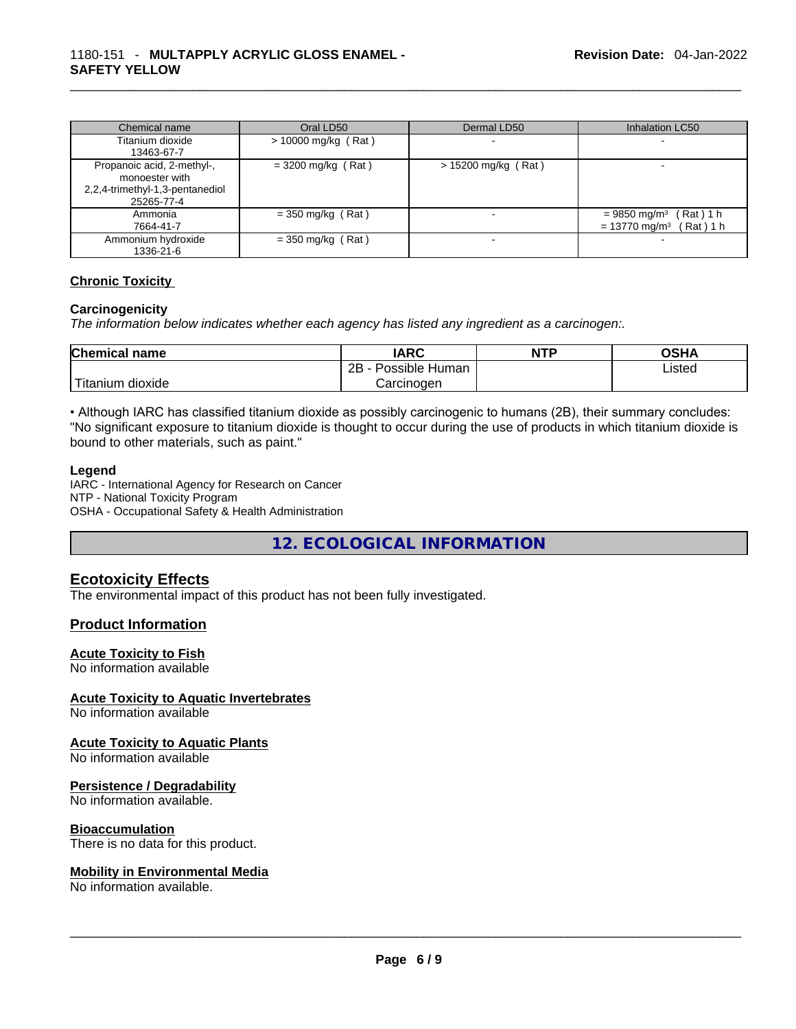| Chemical name | Oral LD50 | Dermal LD50 | Inhalation LC50 |
|---|---|---|---|
| Titanium dioxide 13463-67-7 | > 10000 mg/kg ( Rat ) | - | - |
| Propanoic acid, 2-methyl-, monoester with 2,2,4-trimethyl-1,3-pentanediol 25265-77-4 | = 3200 mg/kg ( Rat ) | > 15200 mg/kg ( Rat ) | - |
| Ammonia 7664-41-7 | = 350 mg/kg ( Rat ) | - | = 9850 mg/m³ ( Rat ) 1 h<br>= 13770 mg/m³ ( Rat ) 1 h |
| Ammonium hydroxide 1336-21-6 | = 350 mg/kg ( Rat ) | - | - |

**Chronic Toxicity**

**Carcinogenicity**

*The information below indicates whether each agency has listed any ingredient as a carcinogen:.*

| Chemical name | IARC | NTP | OSHA |
|---|---|---|---|
| Titanium dioxide | 2B - Possible Human Carcinogen | | Listed |

• Although IARC has classified titanium dioxide as possibly carcinogenic to humans (2B), their summary concludes: "No significant exposure to titanium dioxide is thought to occur during the use of products in which titanium dioxide is bound to other materials, such as paint."

**Legend**

IARC - International Agency for Research on Cancer
NTP - National Toxicity Program
OSHA - Occupational Safety & Health Administration

## 12. ECOLOGICAL INFORMATION

### Ecotoxicity Effects

The environmental impact of this product has not been fully investigated.

### Product Information

**Acute Toxicity to Fish**

No information available

**Acute Toxicity to Aquatic Invertebrates**

No information available

**Acute Toxicity to Aquatic Plants**

No information available

**Persistence / Degradability**

No information available.

**Bioaccumulation**

There is no data for this product.

**Mobility in Environmental Media**

No information available.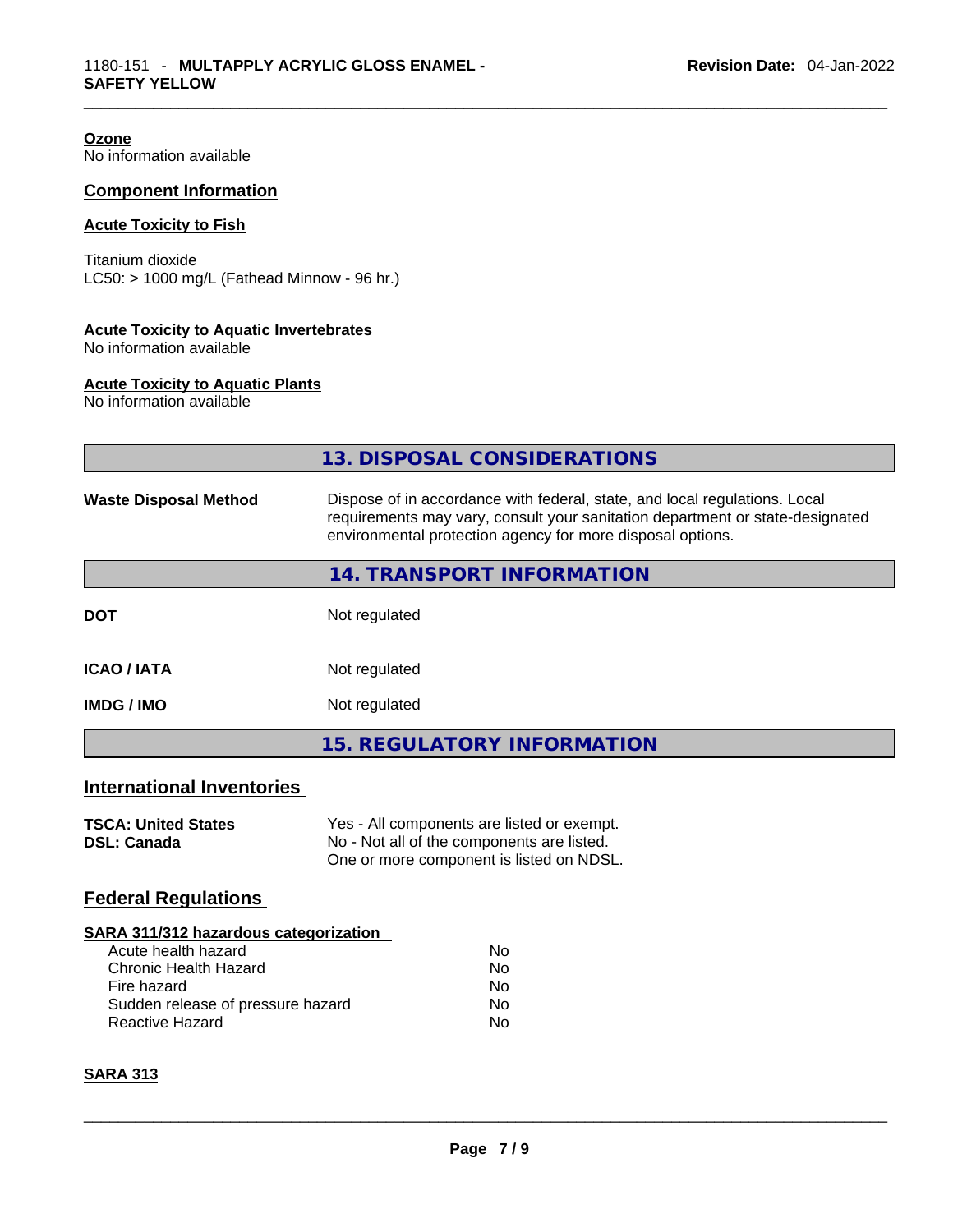**Ozone**
No information available

## Component Information

**Acute Toxicity to Fish**

Titanium dioxide
LC50: > 1000 mg/L (Fathead Minnow - 96 hr.)

**Acute Toxicity to Aquatic Invertebrates**
No information available

**Acute Toxicity to Aquatic Plants**
No information available

## 13. DISPOSAL CONSIDERATIONS

| | |
|---|---|
| **Waste Disposal Method** | Dispose of in accordance with federal, state, and local regulations. Local requirements may vary, consult your sanitation department or state-designated environmental protection agency for more disposal options. |

## 14. TRANSPORT INFORMATION

| | |
|---|---|
| **DOT** | Not regulated |
| **ICAO / IATA** | Not regulated |
| **IMDG / IMO** | Not regulated |

## 15. REGULATORY INFORMATION

### International Inventories

| | |
|---|---|
| **TSCA: United States** | Yes - All components are listed or exempt. |
| **DSL: Canada** | No - Not all of the components are listed. One or more component is listed on NDSL. |

### Federal Regulations

**SARA 311/312 hazardous categorization**

| | |
|---|---|
| Acute health hazard | No |
| Chronic Health Hazard | No |
| Fire hazard | No |
| Sudden release of pressure hazard | No |
| Reactive Hazard | No |

**SARA 313**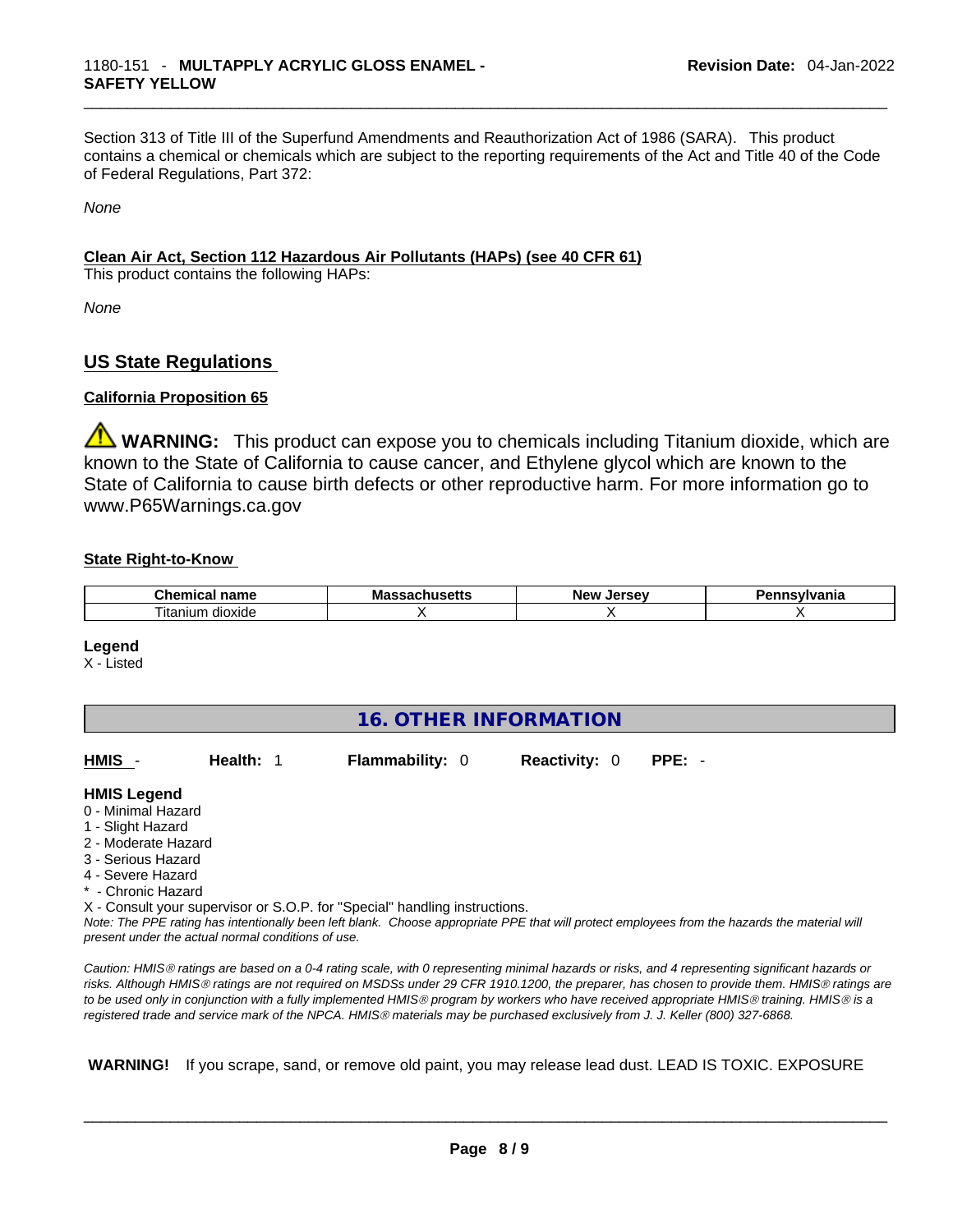Section 313 of Title III of the Superfund Amendments and Reauthorization Act of 1986 (SARA). This product contains a chemical or chemicals which are subject to the reporting requirements of the Act and Title 40 of the Code of Federal Regulations, Part 372:

*None*

**Clean Air Act, Section 112 Hazardous Air Pollutants (HAPs) (see 40 CFR 61)**

This product contains the following HAPs:

*None*

## US State Regulations

### California Proposition 65

**WARNING:** This product can expose you to chemicals including Titanium dioxide, which are known to the State of California to cause cancer, and Ethylene glycol which are known to the State of California to cause birth defects or other reproductive harm. For more information go to www.P65Warnings.ca.gov

### State Right-to-Know

| Chemical name | Massachusetts | New Jersey | Pennsylvania |
|---|---|---|---|
| Titanium dioxide | X | X | X |

**Legend**

X - Listed

## 16. OTHER INFORMATION

**HMIS** - **Health:** 1 **Flammability:** 0 **Reactivity:** 0 **PPE:** -

**HMIS Legend**

0 - Minimal Hazard
1 - Slight Hazard
2 - Moderate Hazard
3 - Serious Hazard
4 - Severe Hazard
* - Chronic Hazard
X - Consult your supervisor or S.O.P. for "Special" handling instructions.

*Note: The PPE rating has intentionally been left blank. Choose appropriate PPE that will protect employees from the hazards the material will present under the actual normal conditions of use.*

*Caution: HMIS® ratings are based on a 0-4 rating scale, with 0 representing minimal hazards or risks, and 4 representing significant hazards or risks. Although HMIS® ratings are not required on MSDSs under 29 CFR 1910.1200, the preparer, has chosen to provide them. HMIS® ratings are to be used only in conjunction with a fully implemented HMIS® program by workers who have received appropriate HMIS® training. HMIS® is a registered trade and service mark of the NPCA. HMIS® materials may be purchased exclusively from J. J. Keller (800) 327-6868.*

**WARNING!** If you scrape, sand, or remove old paint, you may release lead dust. LEAD IS TOXIC. EXPOSURE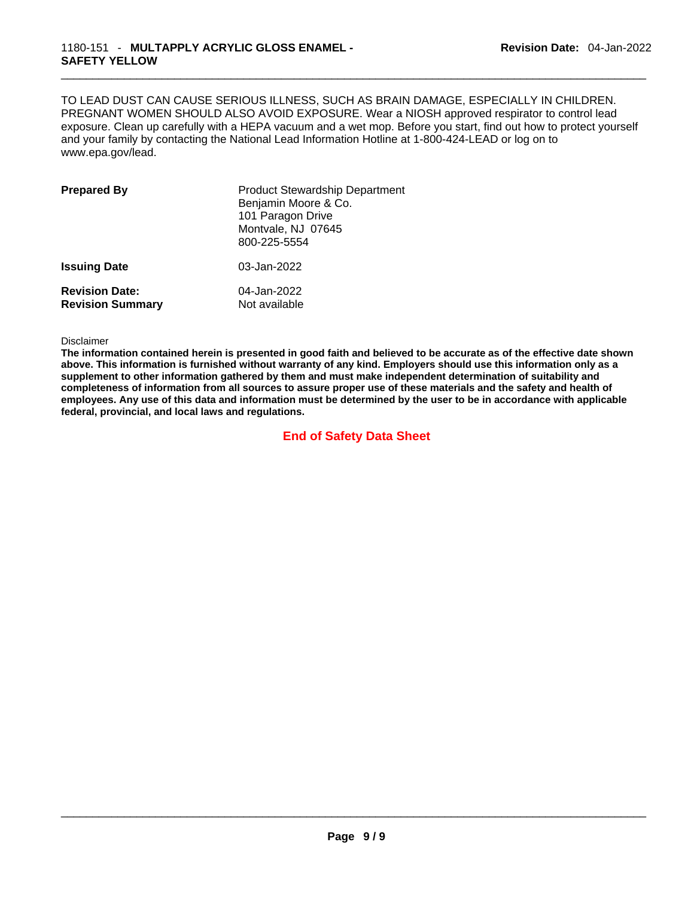TO LEAD DUST CAN CAUSE SERIOUS ILLNESS, SUCH AS BRAIN DAMAGE, ESPECIALLY IN CHILDREN. PREGNANT WOMEN SHOULD ALSO AVOID EXPOSURE. Wear a NIOSH approved respirator to control lead exposure. Clean up carefully with a HEPA vacuum and a wet mop. Before you start, find out how to protect yourself and your family by contacting the National Lead Information Hotline at 1-800-424-LEAD or log on to www.epa.gov/lead.

| | |
|---|---|
| **Prepared By** | Product Stewardship Department<br>Benjamin Moore & Co.<br>101 Paragon Drive<br>Montvale, NJ 07645<br>800-225-5554 |
| **Issuing Date** | 03-Jan-2022 |
| **Revision Date:** | 04-Jan-2022 |
| **Revision Summary** | Not available |

Disclaimer

**The information contained herein is presented in good faith and believed to be accurate as of the effective date shown above. This information is furnished without warranty of any kind. Employers should use this information only as a supplement to other information gathered by them and must make independent determination of suitability and completeness of information from all sources to assure proper use of these materials and the safety and health of employees. Any use of this data and information must be determined by the user to be in accordance with applicable federal, provincial, and local laws and regulations.**

**End of Safety Data Sheet**